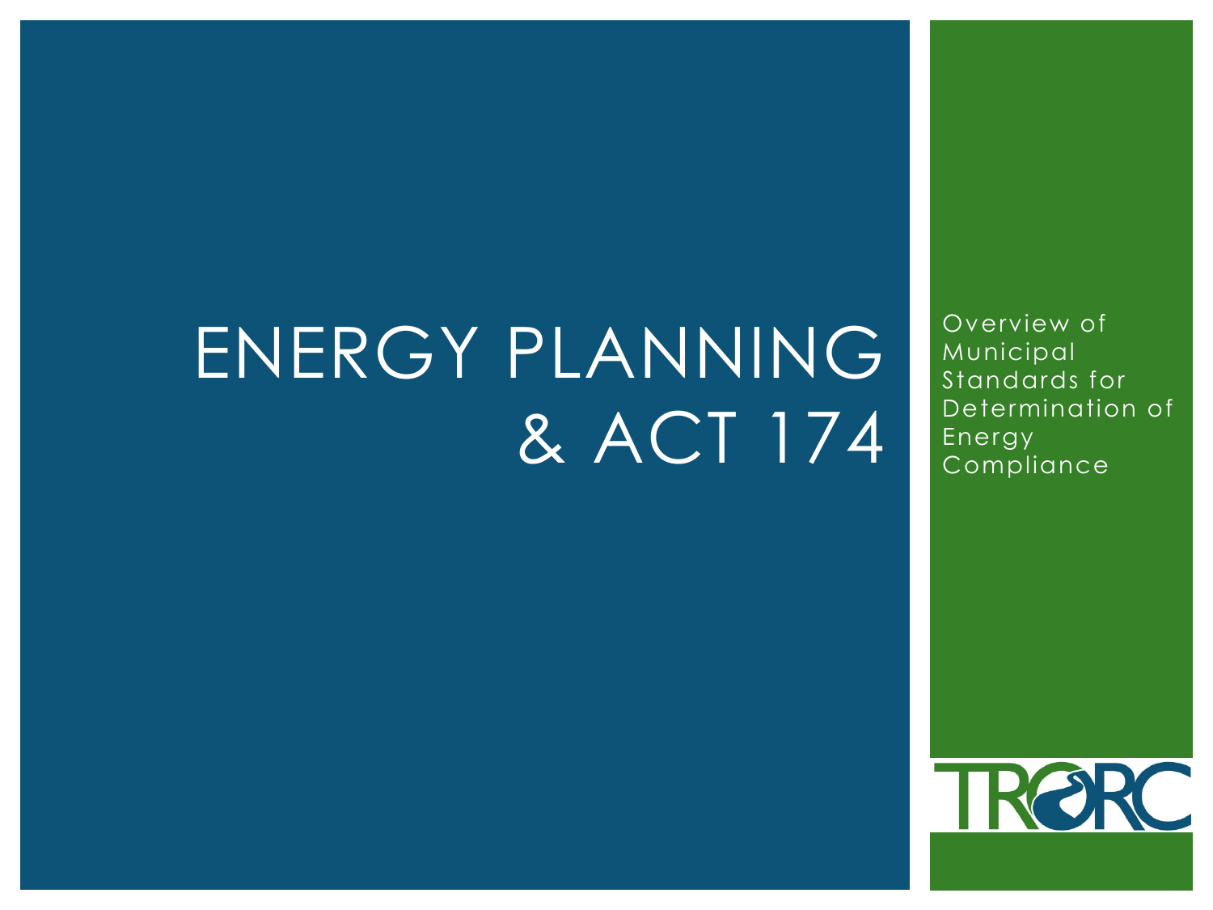# ENERGY PLANNING & ACT 174

Overview of Municipal Standards for Determination of Energy Compliance

TRORC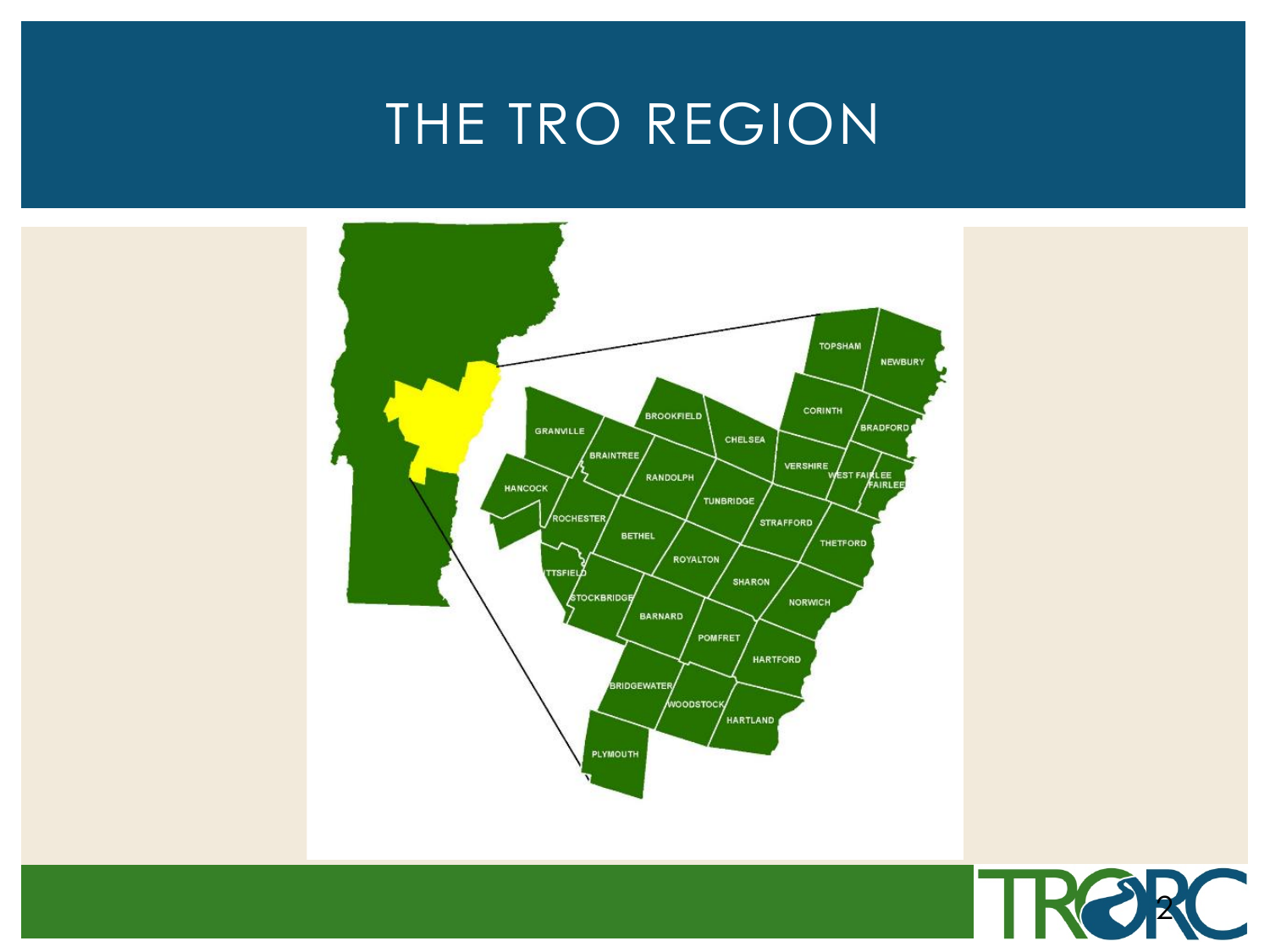# THE TRO REGION

TOPSHAM
NEWBURY
CORINTH
BRADFORD
BROOKFIELD
CHELSEA
GRANVILLE
BRAINTREE
VERSHIRE
WEST FAIRLEE
FAIRLEE
RANDOLPH
HANCOCK
TUNBRIDGE
ROCHESTER
STRAFFORD
BETHEL
THETFORD
ROYALTON
PITTSFIELD
SHARON
STOCKBRIDGE
NORWICH
BARNARD
POMFRET
HARTFORD
BRIDGEWATER
WOODSTOCK
HARTLAND
PLYMOUTH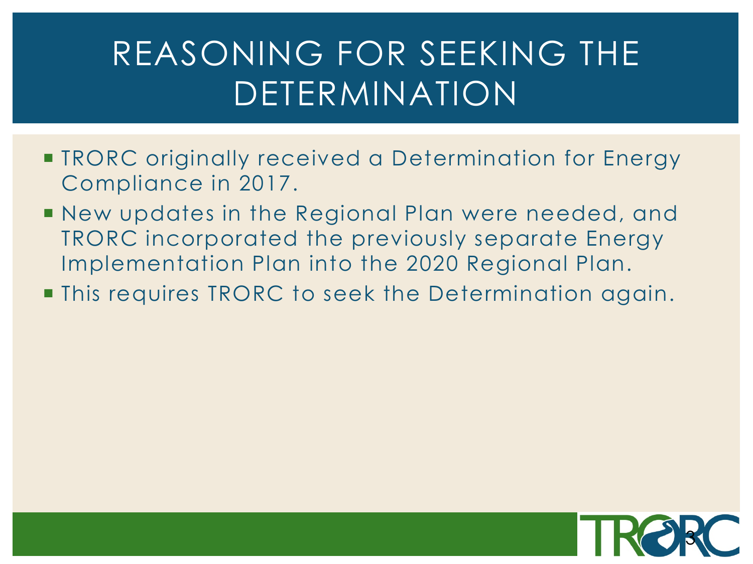# REASONING FOR SEEKING THE DETERMINATION

- TRORC originally received a Determination for Energy Compliance in 2017.
- New updates in the Regional Plan were needed, and TRORC incorporated the previously separate Energy Implementation Plan into the 2020 Regional Plan.
- This requires TRORC to seek the Determination again.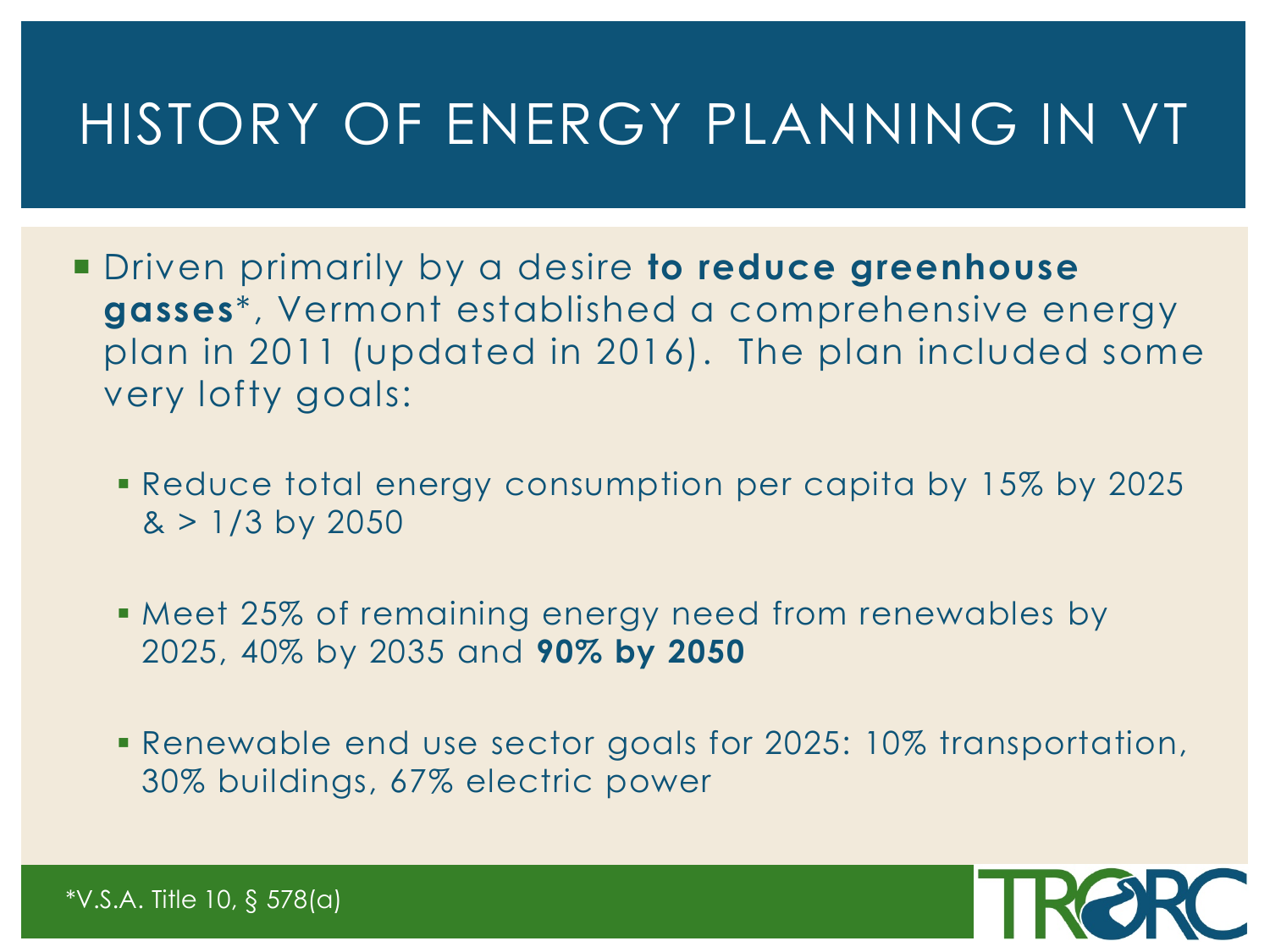# HISTORY OF ENERGY PLANNING IN VT

- Driven primarily by a desire **to reduce greenhouse gasses***, Vermont established a comprehensive energy plan in 2011 (updated in 2016). The plan included some very lofty goals:
  - Reduce total energy consumption per capita by 15% by 2025 & > 1/3 by 2050
  - Meet 25% of remaining energy need from renewables by 2025, 40% by 2035 and **90% by 2050**
  - Renewable end use sector goals for 2025: 10% transportation, 30% buildings, 67% electric power

*V.S.A. Title 10, § 578(a)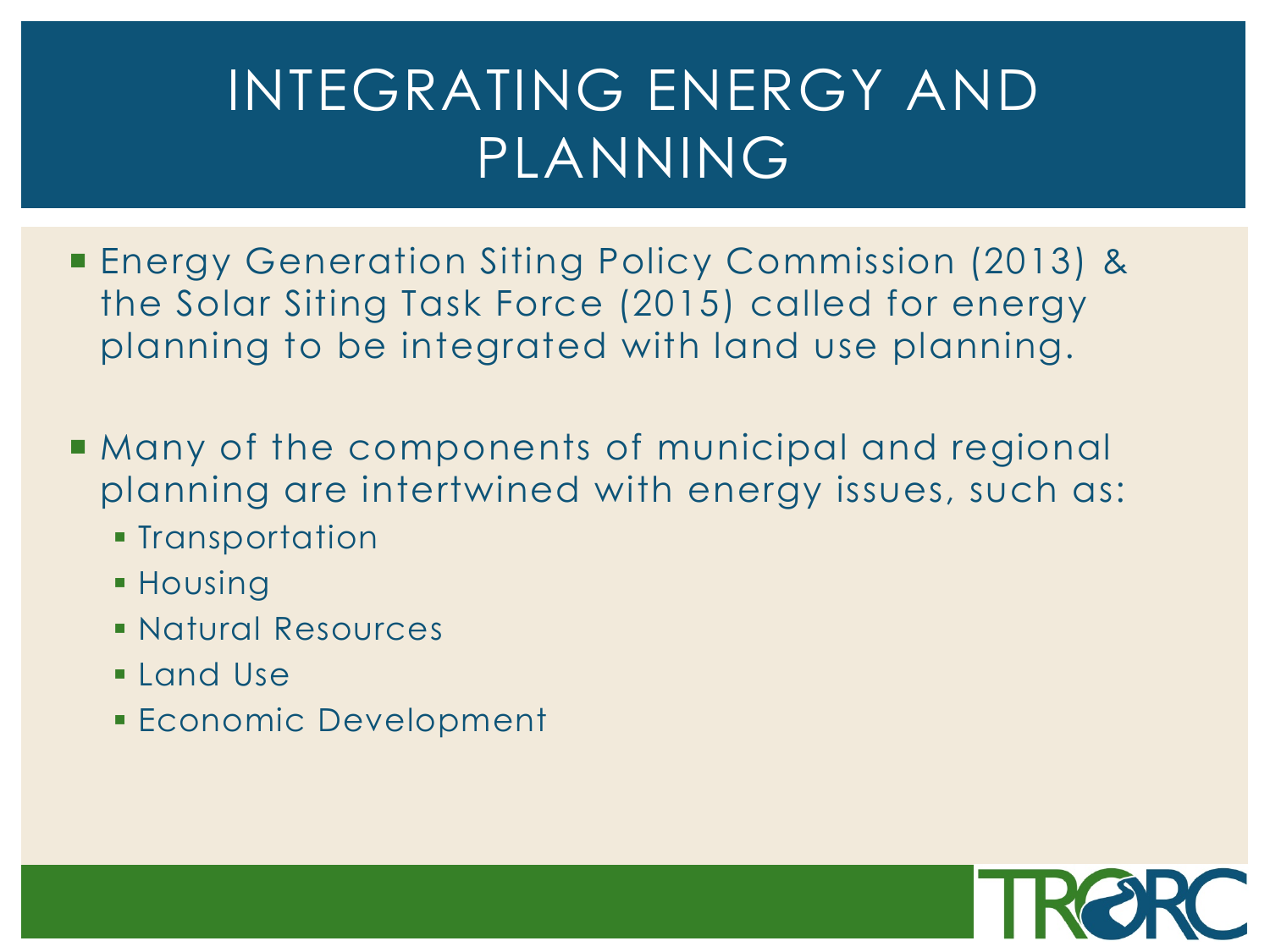# INTEGRATING ENERGY AND PLANNING

- Energy Generation Siting Policy Commission (2013) & the Solar Siting Task Force (2015) called for energy planning to be integrated with land use planning.

- Many of the components of municipal and regional planning are intertwined with energy issues, such as:
  - Transportation
  - Housing
  - Natural Resources
  - Land Use
  - Economic Development

TRORC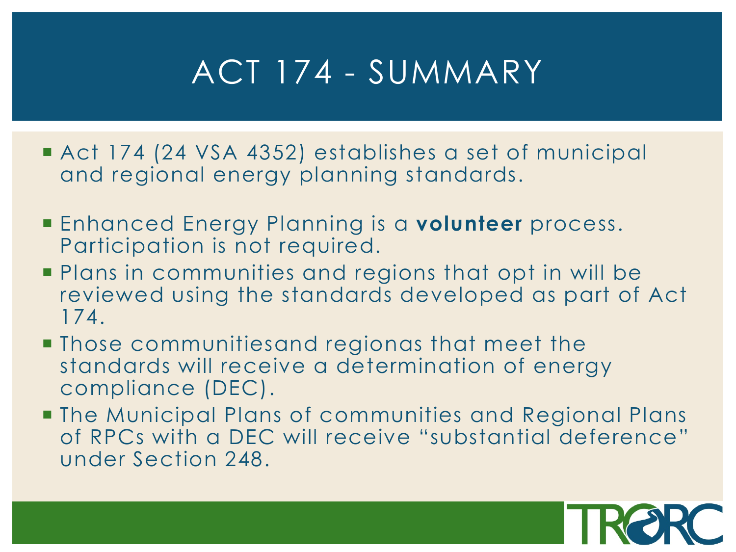# ACT 174 - SUMMARY

- Act 174 (24 VSA 4352) establishes a set of municipal and regional energy planning standards.
- Enhanced Energy Planning is a **volunteer** process. Participation is not required.
- Plans in communities and regions that opt in will be reviewed using the standards developed as part of Act 174.
- Those communitiesand regionas that meet the standards will receive a determination of energy compliance (DEC).
- The Municipal Plans of communities and Regional Plans of RPCs with a DEC will receive "substantial deference" under Section 248.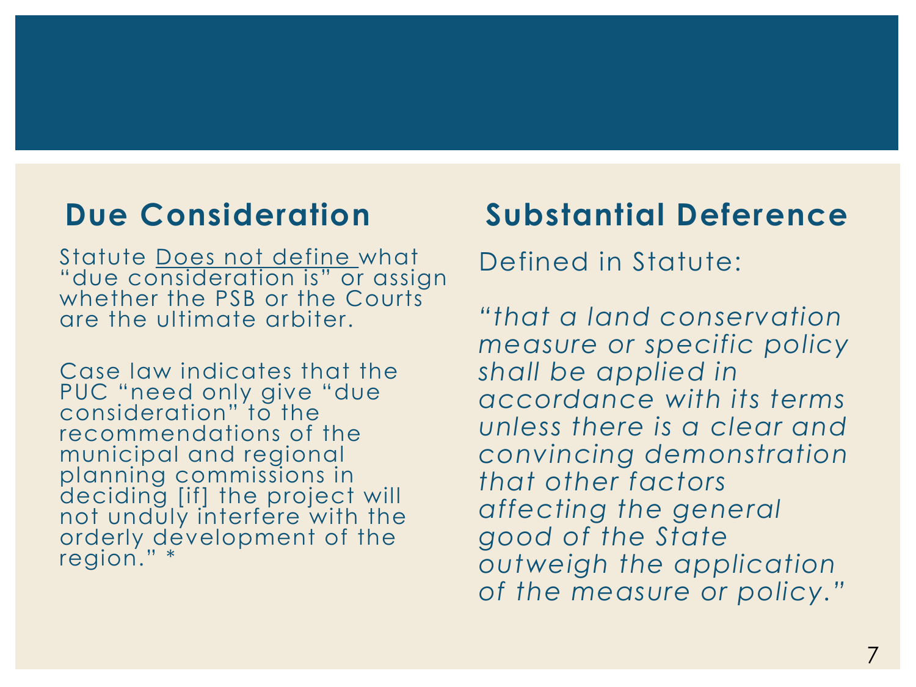## Due Consideration

Statute <u>Does not define </u>what "due consideration is" or assign whether the PSB or the Courts are the ultimate arbiter.

Case law indicates that the PUC "need only give "due consideration" to the recommendations of the municipal and regional planning commissions in deciding [if] the project will not unduly interfere with the orderly development of the region." *

## Substantial Deference

Defined in Statute:

*"that a land conservation measure or specific policy shall be applied in accordance with its terms unless there is a clear and convincing demonstration that other factors affecting the general good of the State outweigh the application of the measure or policy."*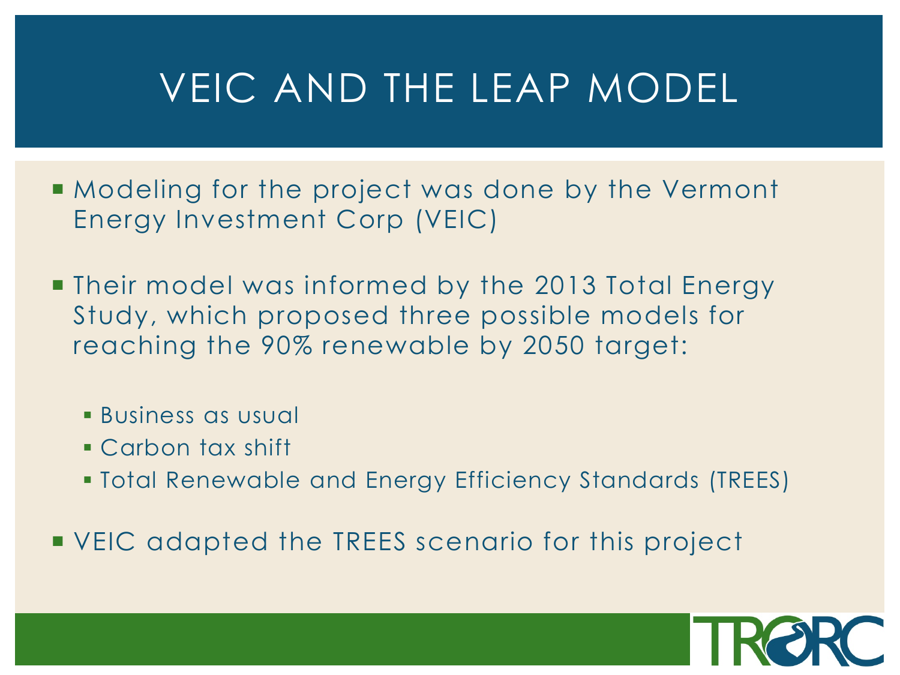# VEIC AND THE LEAP MODEL

- Modeling for the project was done by the Vermont Energy Investment Corp (VEIC)
- Their model was informed by the 2013 Total Energy Study, which proposed three possible models for reaching the 90% renewable by 2050 target:
  - Business as usual
  - Carbon tax shift
  - Total Renewable and Energy Efficiency Standards (TREES)
- VEIC adapted the TREES scenario for this project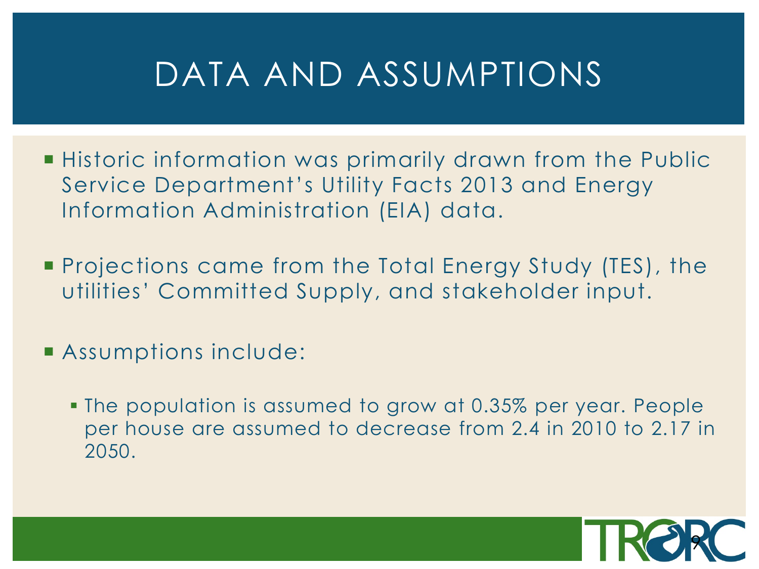# DATA AND ASSUMPTIONS

- Historic information was primarily drawn from the Public Service Department's Utility Facts 2013 and Energy Information Administration (EIA) data.
- Projections came from the Total Energy Study (TES), the utilities' Committed Supply, and stakeholder input.
- Assumptions include:
  - The population is assumed to grow at 0.35% per year. People per house are assumed to decrease from 2.4 in 2010 to 2.17 in 2050.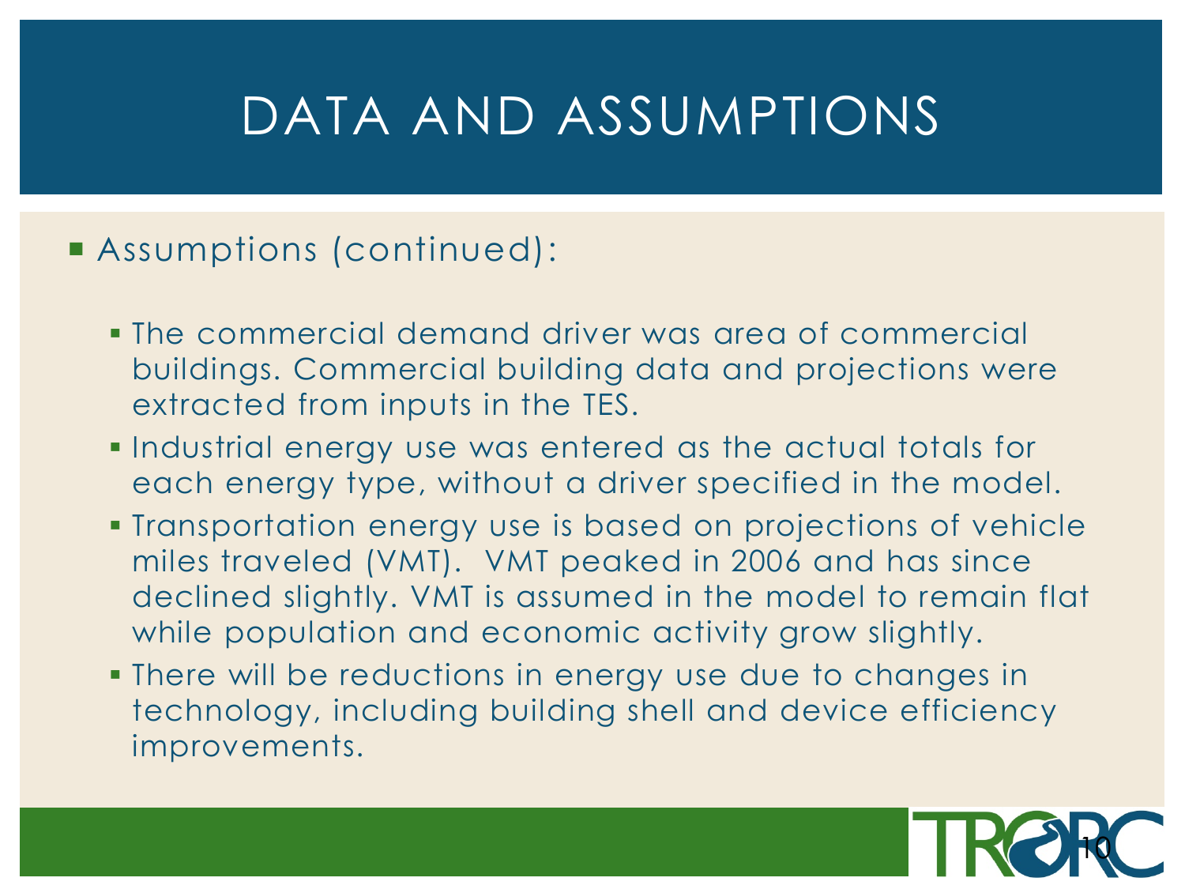# DATA AND ASSUMPTIONS

- Assumptions (continued):
  - The commercial demand driver was area of commercial buildings. Commercial building data and projections were extracted from inputs in the TES.
  - Industrial energy use was entered as the actual totals for each energy type, without a driver specified in the model.
  - Transportation energy use is based on projections of vehicle miles traveled (VMT). VMT peaked in 2006 and has since declined slightly. VMT is assumed in the model to remain flat while population and economic activity grow slightly.
  - There will be reductions in energy use due to changes in technology, including building shell and device efficiency improvements.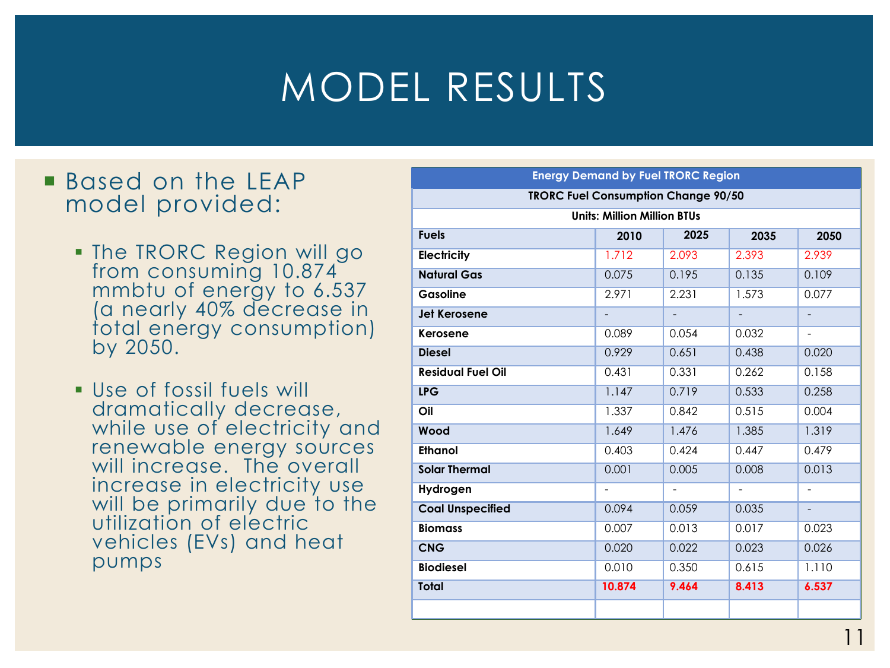# MODEL RESULTS

- Based on the LEAP model provided:
  - The TRORC Region will go from consuming 10.874 mmbtu of energy to 6.537 (a nearly 40% decrease in total energy consumption) by 2050.
  - Use of fossil fuels will dramatically decrease, while use of electricity and renewable energy sources will increase. The overall increase in electricity use will be primarily due to the utilization of electric vehicles (EVs) and heat pumps

| Energy Demand by Fuel TRORC Region | | | | |
|---|---|---|---|---|
| TRORC Fuel Consumption Change 90/50 | | | | |
| Units: Million Million BTUs | | | | |
| **Fuels** | **2010** | **2025** | **2035** | **2050** |
| **Electricity** | 1.712 | 2.093 | 2.393 | 2.939 |
| **Natural Gas** | 0.075 | 0.195 | 0.135 | 0.109 |
| **Gasoline** | 2.971 | 2.231 | 1.573 | 0.077 |
| **Jet Kerosene** | - | - | - | - |
| **Kerosene** | 0.089 | 0.054 | 0.032 | - |
| **Diesel** | 0.929 | 0.651 | 0.438 | 0.020 |
| **Residual Fuel Oil** | 0.431 | 0.331 | 0.262 | 0.158 |
| **LPG** | 1.147 | 0.719 | 0.533 | 0.258 |
| **Oil** | 1.337 | 0.842 | 0.515 | 0.004 |
| **Wood** | 1.649 | 1.476 | 1.385 | 1.319 |
| **Ethanol** | 0.403 | 0.424 | 0.447 | 0.479 |
| **Solar Thermal** | 0.001 | 0.005 | 0.008 | 0.013 |
| **Hydrogen** | - | - | - | - |
| **Coal Unspecified** | 0.094 | 0.059 | 0.035 | - |
| **Biomass** | 0.007 | 0.013 | 0.017 | 0.023 |
| **CNG** | 0.020 | 0.022 | 0.023 | 0.026 |
| **Biodiesel** | 0.010 | 0.350 | 0.615 | 1.110 |
| **Total** | **10.874** | **9.464** | **8.413** | **6.537** |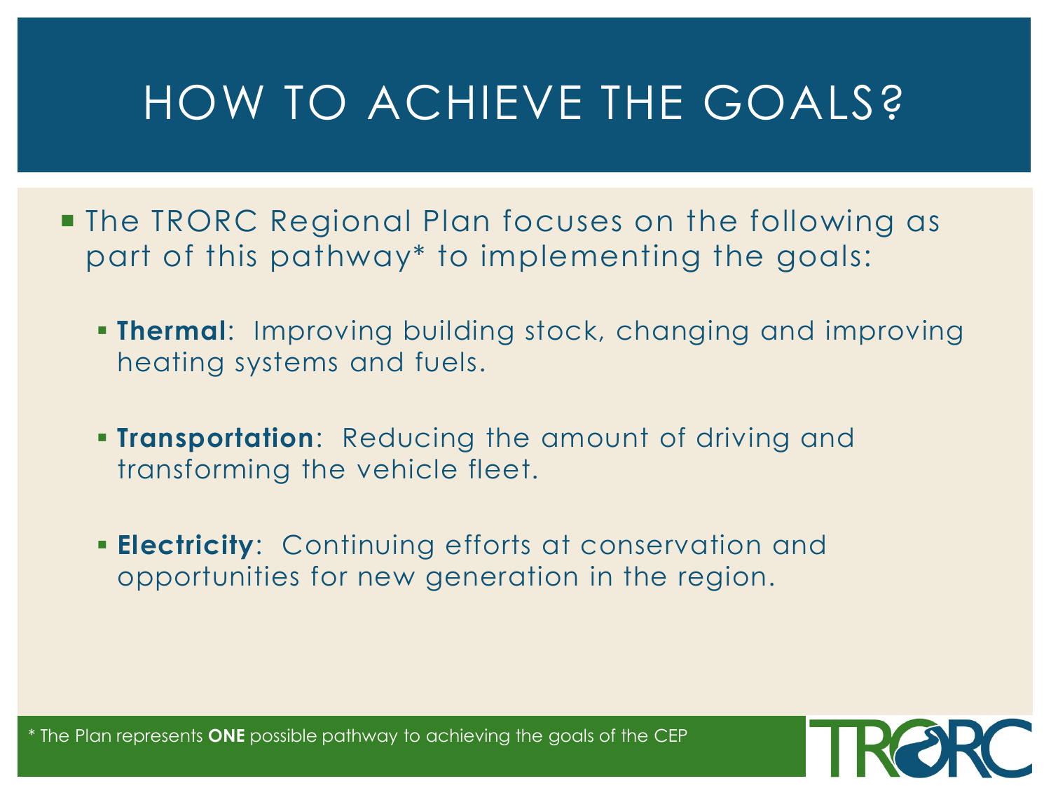# HOW TO ACHIEVE THE GOALS?

- The TRORC Regional Plan focuses on the following as part of this pathway* to implementing the goals:
  - **Thermal**: Improving building stock, changing and improving heating systems and fuels.
  - **Transportation**: Reducing the amount of driving and transforming the vehicle fleet.
  - **Electricity**: Continuing efforts at conservation and opportunities for new generation in the region.

* The Plan represents **ONE** possible pathway to achieving the goals of the CEP

TRORC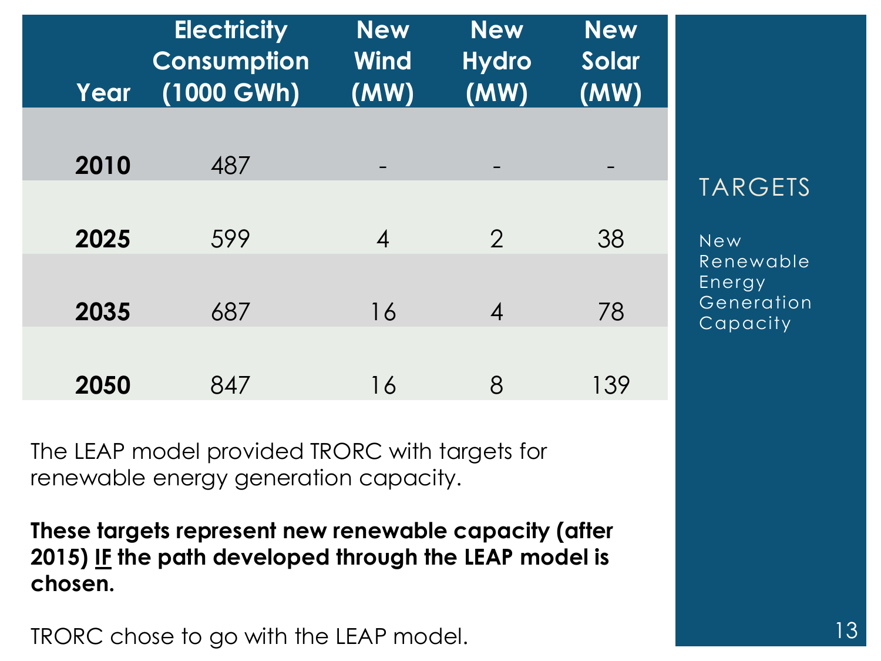## TARGETS

New Renewable Energy Generation Capacity

| Year | Electricity Consumption (1000 GWh) | New Wind (MW) | New Hydro (MW) | New Solar (MW) |
|---|---|---|---|---|
| 2010 | 487 | - | - | - |
| 2025 | 599 | 4 | 2 | 38 |
| 2035 | 687 | 16 | 4 | 78 |
| 2050 | 847 | 16 | 8 | 139 |

The LEAP model provided TRORC with targets for renewable energy generation capacity.

**These targets represent new renewable capacity (after 2015) <u>IF</u> the path developed through the LEAP model is chosen.**

TRORC chose to go with the LEAP model.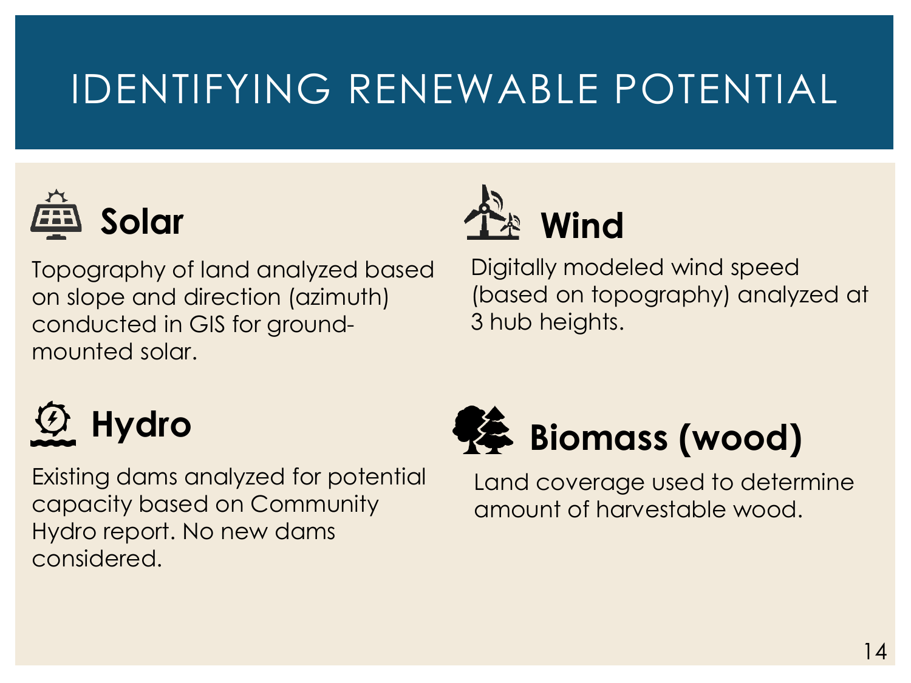# IDENTIFYING RENEWABLE POTENTIAL

## Solar

Topography of land analyzed based on slope and direction (azimuth) conducted in GIS for ground-mounted solar.

## Wind

Digitally modeled wind speed (based on topography) analyzed at 3 hub heights.

## Hydro

Existing dams analyzed for potential capacity based on Community Hydro report. No new dams considered.

## Biomass (wood)

Land coverage used to determine amount of harvestable wood.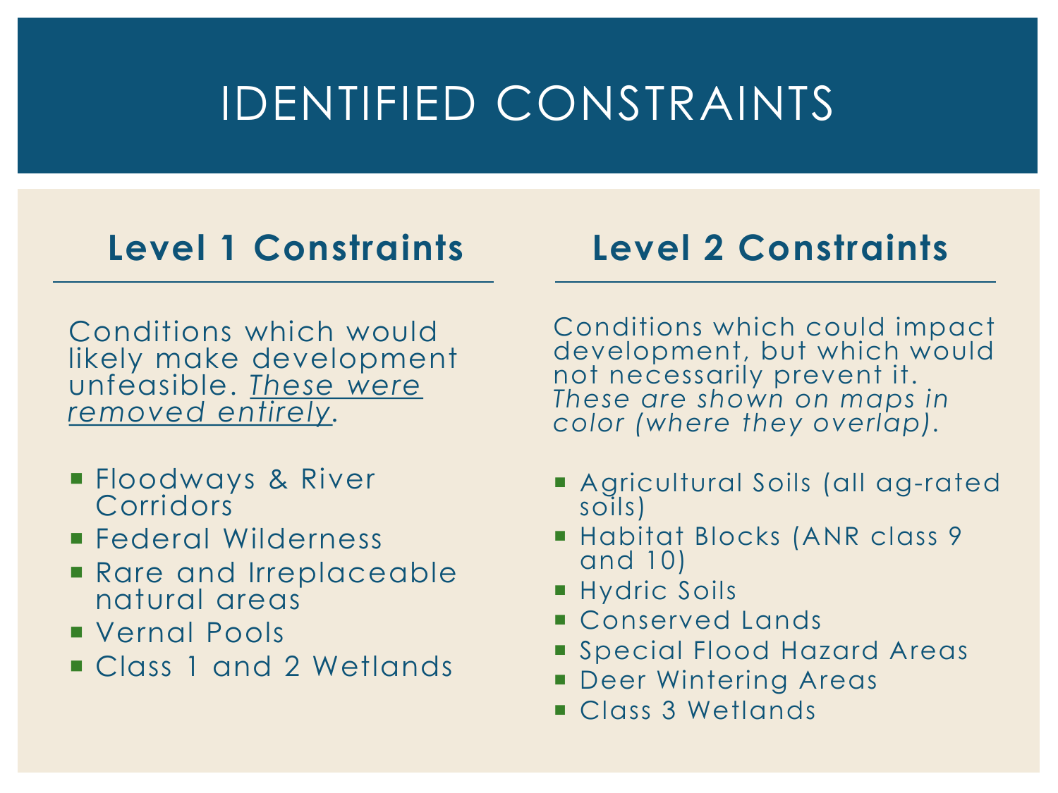# IDENTIFIED CONSTRAINTS

## Level 1 Constraints

Conditions which would likely make development unfeasible. *These were removed entirely*.

- Floodways & River Corridors
- Federal Wilderness
- Rare and Irreplaceable natural areas
- Vernal Pools
- Class 1 and 2 Wetlands

## Level 2 Constraints

Conditions which could impact development, but which would not necessarily prevent it. *These are shown on maps in color (where they overlap).*

- Agricultural Soils (all ag-rated soils)
- Habitat Blocks (ANR class 9 and 10)
- Hydric Soils
- Conserved Lands
- Special Flood Hazard Areas
- Deer Wintering Areas
- Class 3 Wetlands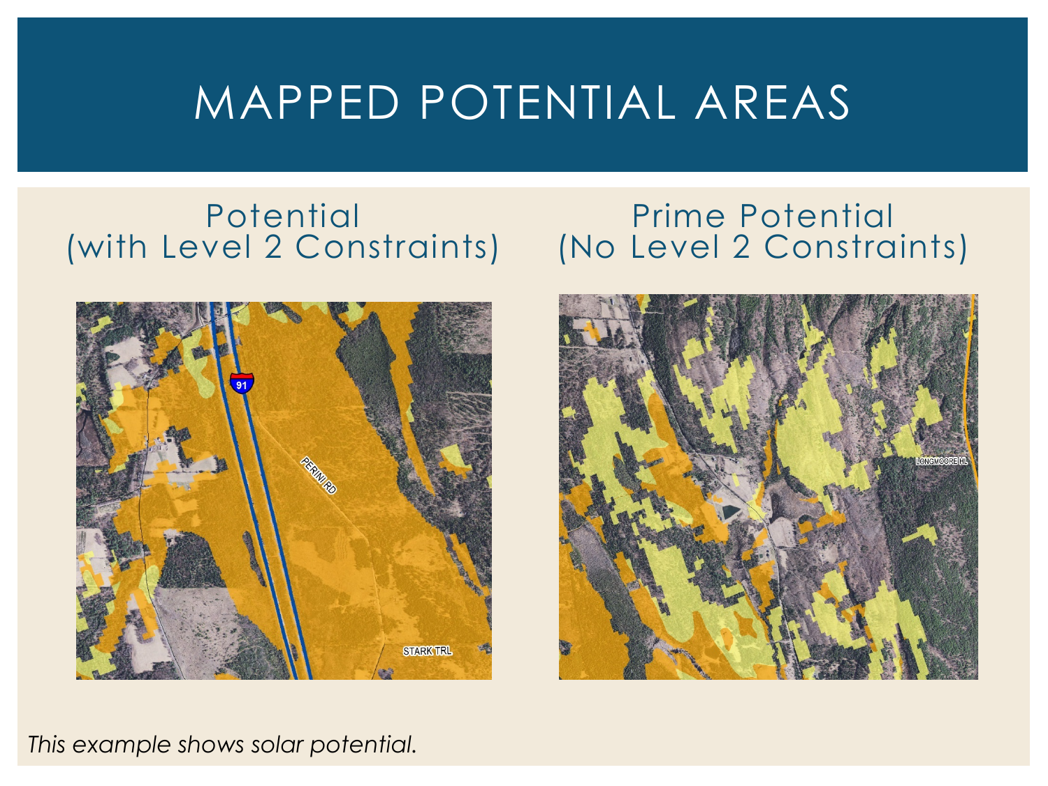# MAPPED POTENTIAL AREAS

## Potential (with Level 2 Constraints)

## Prime Potential (No Level 2 Constraints)

*This example shows solar potential.*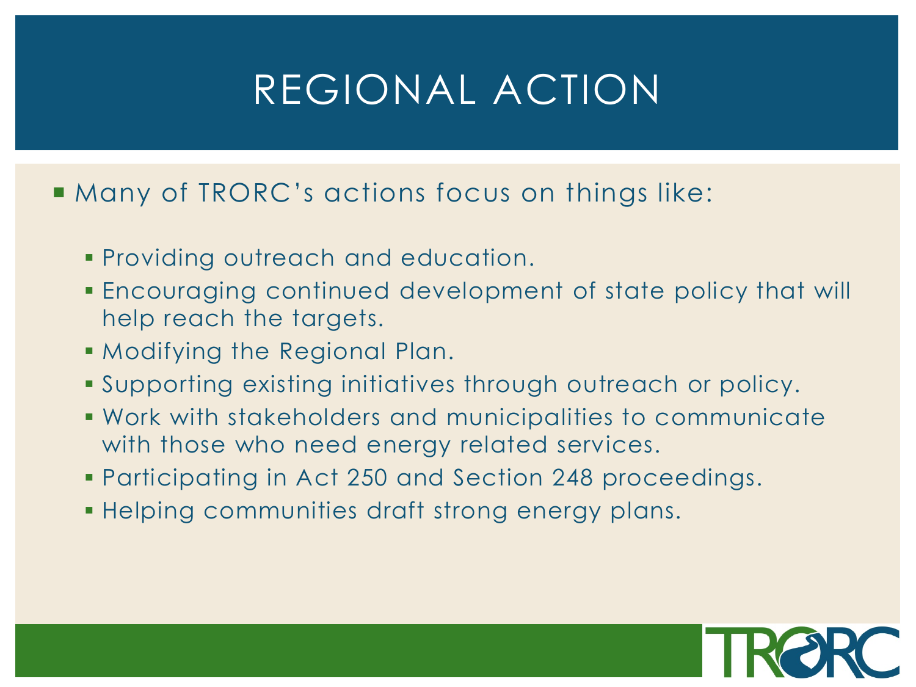# REGIONAL ACTION

- Many of TRORC's actions focus on things like:
  - Providing outreach and education.
  - Encouraging continued development of state policy that will help reach the targets.
  - Modifying the Regional Plan.
  - Supporting existing initiatives through outreach or policy.
  - Work with stakeholders and municipalities to communicate with those who need energy related services.
  - Participating in Act 250 and Section 248 proceedings.
  - Helping communities draft strong energy plans.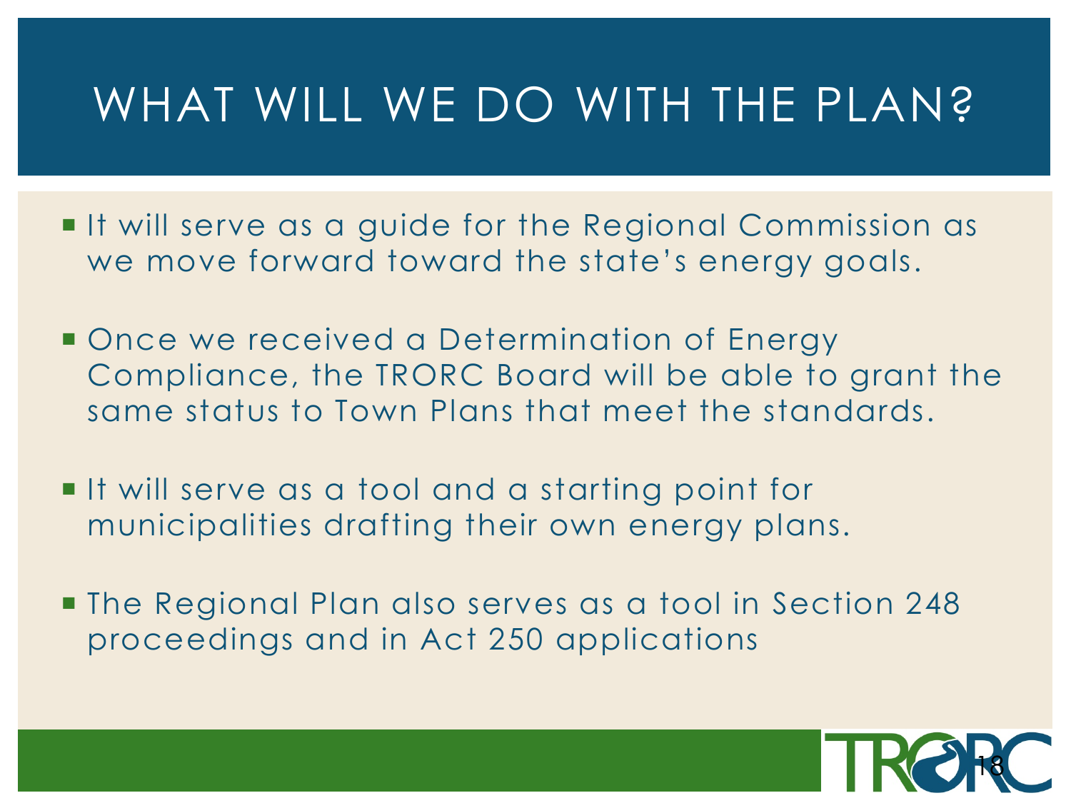# WHAT WILL WE DO WITH THE PLAN?

- It will serve as a guide for the Regional Commission as we move forward toward the state's energy goals.
- Once we received a Determination of Energy Compliance, the TRORC Board will be able to grant the same status to Town Plans that meet the standards.
- It will serve as a tool and a starting point for municipalities drafting their own energy plans.
- The Regional Plan also serves as a tool in Section 248 proceedings and in Act 250 applications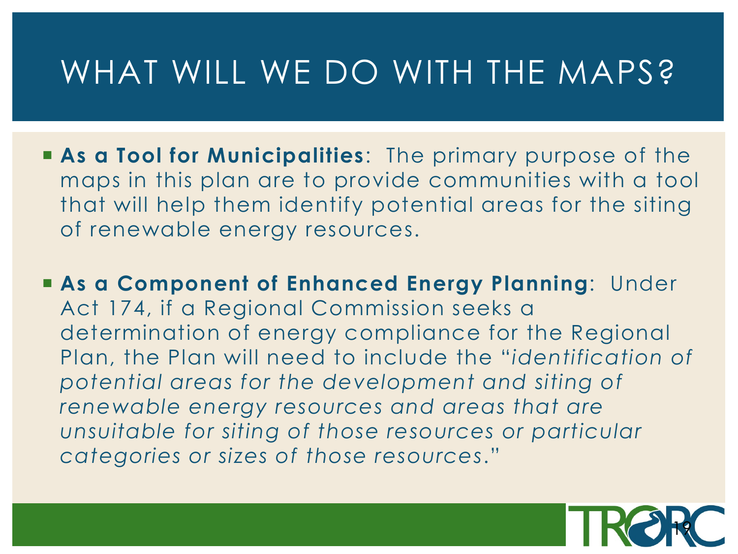# WHAT WILL WE DO WITH THE MAPS?

- **As a Tool for Municipalities**: The primary purpose of the maps in this plan are to provide communities with a tool that will help them identify potential areas for the siting of renewable energy resources.

- **As a Component of Enhanced Energy Planning**: Under Act 174, if a Regional Commission seeks a determination of energy compliance for the Regional Plan, the Plan will need to include the "*identification of potential areas for the development and siting of renewable energy resources and areas that are unsuitable for siting of those resources or particular categories or sizes of those resources*."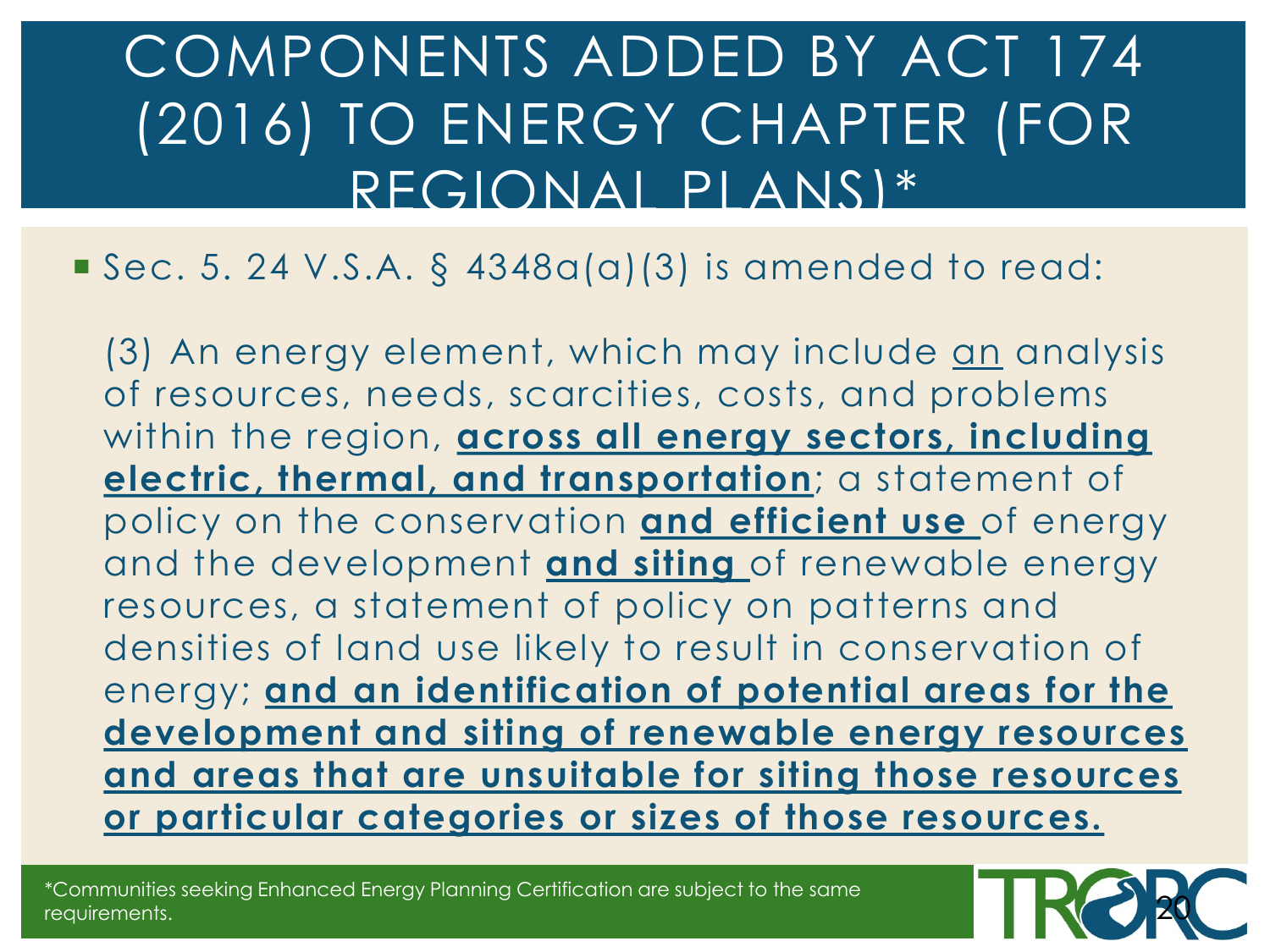# COMPONENTS ADDED BY ACT 174 (2016) TO ENERGY CHAPTER (FOR REGIONAL PLANS)*

- Sec. 5. 24 V.S.A. § 4348a(a)(3) is amended to read:

  (3) An energy element, which may include <u>an</u> analysis of resources, needs, scarcities, costs, and problems within the region, <u>**across all energy sectors, including electric, thermal, and transportation**</u>; a statement of policy on the conservation <u>**and efficient use**</u> of energy and the development <u>**and siting**</u> of renewable energy resources, a statement of policy on patterns and densities of land use likely to result in conservation of energy; <u>**and an identification of potential areas for the development and siting of renewable energy resources and areas that are unsuitable for siting those resources or particular categories or sizes of those resources.**</u>

*Communities seeking Enhanced Energy Planning Certification are subject to the same requirements.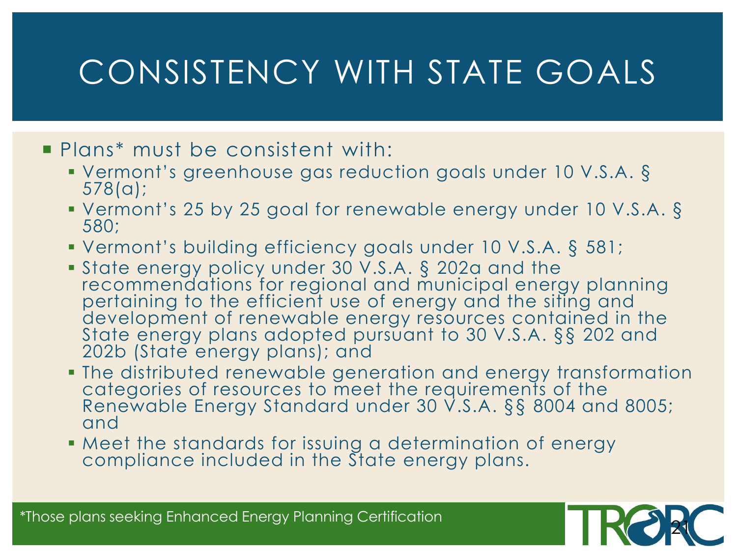# CONSISTENCY WITH STATE GOALS

- Plans* must be consistent with:
  - Vermont's greenhouse gas reduction goals under 10 V.S.A. § 578(a);
  - Vermont's 25 by 25 goal for renewable energy under 10 V.S.A. § 580;
  - Vermont's building efficiency goals under 10 V.S.A. § 581;
  - State energy policy under 30 V.S.A. § 202a and the recommendations for regional and municipal energy planning pertaining to the efficient use of energy and the siting and development of renewable energy resources contained in the State energy plans adopted pursuant to 30 V.S.A. §§ 202 and 202b (State energy plans); and
  - The distributed renewable generation and energy transformation categories of resources to meet the requirements of the Renewable Energy Standard under 30 V.S.A. §§ 8004 and 8005; and
  - Meet the standards for issuing a determination of energy compliance included in the State energy plans.

*Those plans seeking Enhanced Energy Planning Certification

TRORC